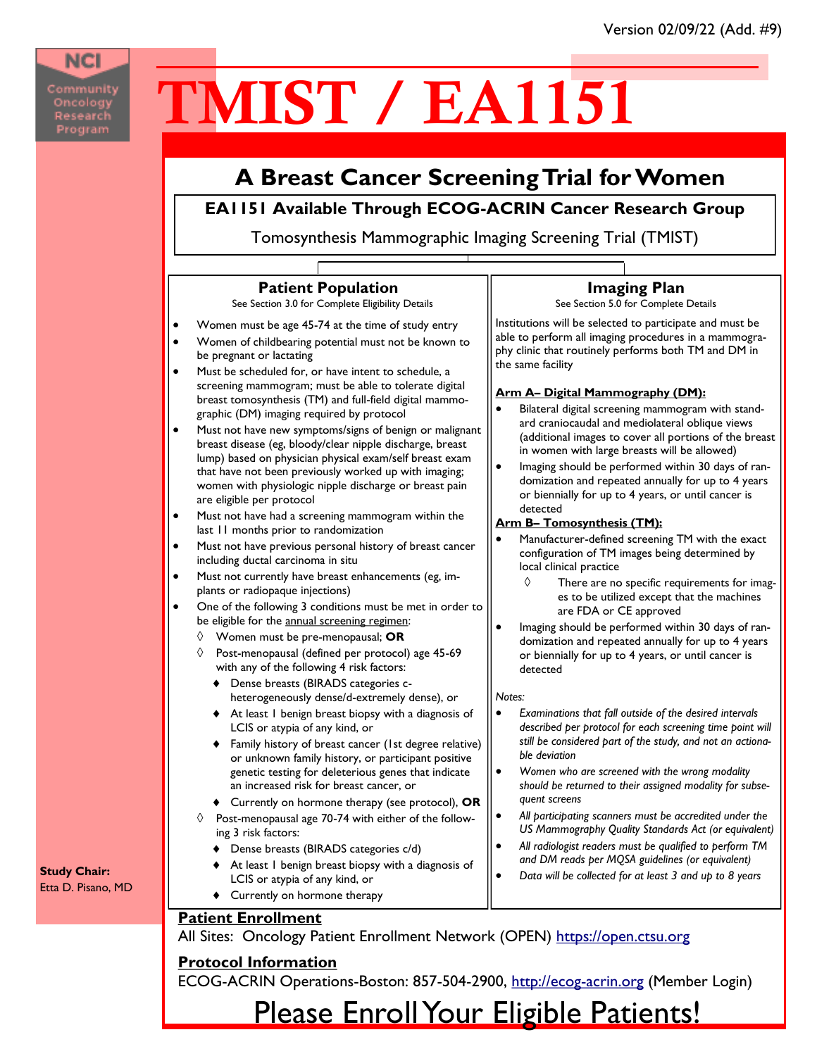Version 02/09/22 (Add. #9)

NCI Community Oncology Research Program

# TMIST / EA1151

## A Breast Cancer Screening Trial for Women

**EA1151 Available Through ECOG-ACRIN Cancer Research Group**

Tomosynthesis Mammographic Imaging Screening Trial (TMIST)

### Patient Population

See Section 3.0 for Complete Eligibility Details

- Women must be age 45-74 at the time of study entry
- Women of childbearing potential must not be known to be pregnant or lactating
- Must be scheduled for, or have intent to schedule, a screening mammogram; must be able to tolerate digital breast tomosynthesis (TM) and full-field digital mammographic (DM) imaging required by protocol
- Must not have new symptoms/signs of benign or malignant breast disease (eg, bloody/clear nipple discharge, breast lump) based on physician physical exam/self breast exam that have not been previously worked up with imaging; women with physiologic nipple discharge or breast pain are eligible per protocol
- Must not have had a screening mammogram within the last 11 months prior to randomization
- Must not have previous personal history of breast cancer including ductal carcinoma in situ
- Must not currently have breast enhancements (eg, implants or radiopaque injections)
- One of the following 3 conditions must be met in order to be eligible for the annual screening regimen:
  - ◊ Women must be pre-menopausal; **OR**
  - ◊ Post-menopausal (defined per protocol) age 45-69 with any of the following 4 risk factors:
    - ♦ Dense breasts (BIRADS categories c-heterogeneously dense/d-extremely dense), or
    - ♦ At least 1 benign breast biopsy with a diagnosis of LCIS or atypia of any kind, or
    - ♦ Family history of breast cancer (1st degree relative) or unknown family history, or participant positive genetic testing for deleterious genes that indicate an increased risk for breast cancer, or
    - ♦ Currently on hormone therapy (see protocol), **OR**
  - ◊ Post-menopausal age 70-74 with either of the following 3 risk factors:
    - ♦ Dense breasts (BIRADS categories c/d)
    - ♦ At least 1 benign breast biopsy with a diagnosis of LCIS or atypia of any kind, or
    - ♦ Currently on hormone therapy

### Imaging Plan

See Section 5.0 for Complete Details

Institutions will be selected to participate and must be able to perform all imaging procedures in a mammography clinic that routinely performs both TM and DM in the same facility

**Arm A– Digital Mammography (DM):**

- Bilateral digital screening mammogram with standard craniocaudal and mediolateral oblique views (additional images to cover all portions of the breast in women with large breasts will be allowed)
- Imaging should be performed within 30 days of randomization and repeated annually for up to 4 years or biennially for up to 4 years, or until cancer is detected

**Arm B– Tomosynthesis (TM):**

- Manufacturer-defined screening TM with the exact configuration of TM images being determined by local clinical practice
  - ◊ There are no specific requirements for images to be utilized except that the machines are FDA or CE approved
- Imaging should be performed within 30 days of randomization and repeated annually for up to 4 years or biennially for up to 4 years, or until cancer is detected

*Notes:*

- *Examinations that fall outside of the desired intervals described per protocol for each screening time point will still be considered part of the study, and not an actionable deviation*
- *Women who are screened with the wrong modality should be returned to their assigned modality for subsequent screens*
- *All participating scanners must be accredited under the US Mammography Quality Standards Act (or equivalent)*
- *All radiologist readers must be qualified to perform TM and DM reads per MQSA guidelines (or equivalent)*
- *Data will be collected for at least 3 and up to 8 years*

**Study Chair:**
Etta D. Pisano, MD

**Patient Enrollment**

All Sites: Oncology Patient Enrollment Network (OPEN) https://open.ctsu.org

**Protocol Information**

ECOG-ACRIN Operations-Boston: 857-504-2900, http://ecog-acrin.org (Member Login)

## Please Enroll Your Eligible Patients!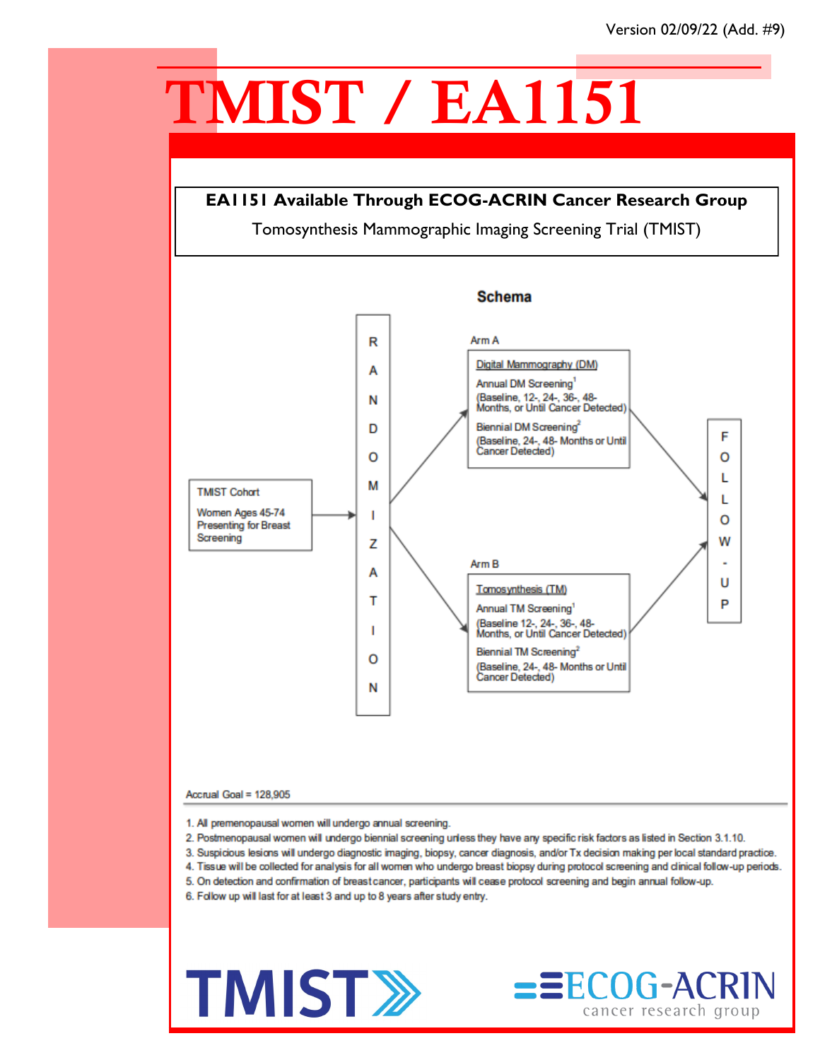Version 02/09/22 (Add. #9)

# TMIST / EA1151

**EA1151 Available Through ECOG-ACRIN Cancer Research Group**

Tomosynthesis Mammographic Imaging Screening Trial (TMIST)

## Schema

TMIST Cohort

Women Ages 45-74 Presenting for Breast Screening

RANDOMIZATION

Arm A

Digital Mammography (DM)

Annual DM Screening[1]
(Baseline, 12-, 24-, 36-, 48- Months, or Until Cancer Detected)

Biennial DM Screening[2]
(Baseline, 24-, 48- Months or Until Cancer Detected)

Arm B

Tomosynthesis (TM)

Annual TM Screening[1]
(Baseline 12-, 24-, 36-, 48- Months, or Until Cancer Detected)

Biennial TM Screening[2]
(Baseline, 24-, 48- Months or Until Cancer Detected)

FOLLOW-UP

Accrual Goal = 128,905

1. All premenopausal women will undergo annual screening.
2. Postmenopausal women will undergo biennial screening unless they have any specific risk factors as listed in Section 3.1.10.
3. Suspicious lesions will undergo diagnostic imaging, biopsy, cancer diagnosis, and/or Tx decision making per local standard practice.
4. Tissue will be collected for analysis for all women who undergo breast biopsy during protocol screening and clinical follow-up periods.
5. On detection and confirmation of breast cancer, participants will cease protocol screening and begin annual follow-up.
6. Follow up will last for at least 3 and up to 8 years after study entry.

TMIST

ECOG-ACRIN cancer research group